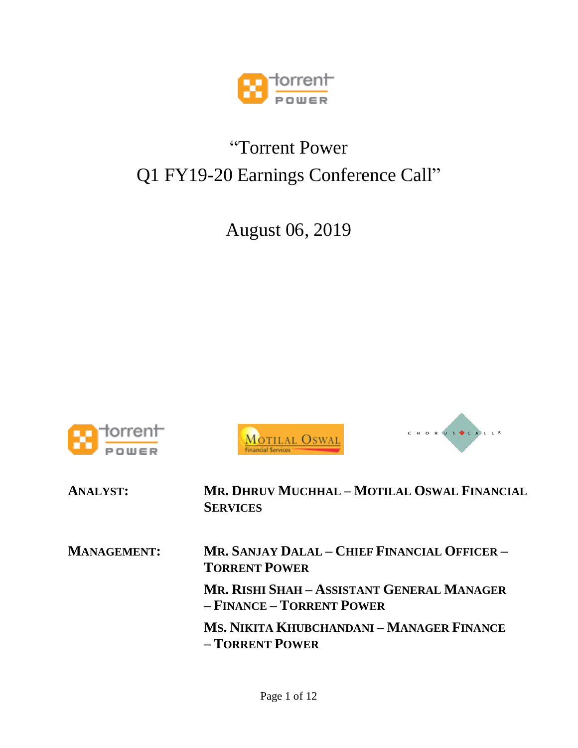# "Torrent Power Q1 FY19-20 Earnings Conference Call"

## August 06, 2019

**ANALYST:** **MR. DHRUV MUCHHAL – MOTILAL OSWAL FINANCIAL SERVICES**

**MANAGEMENT:** **MR. SANJAY DALAL – CHIEF FINANCIAL OFFICER – TORRENT POWER**

**MR. RISHI SHAH – ASSISTANT GENERAL MANAGER – FINANCE – TORRENT POWER**

**MS. NIKITA KHUBCHANDANI – MANAGER FINANCE – TORRENT POWER**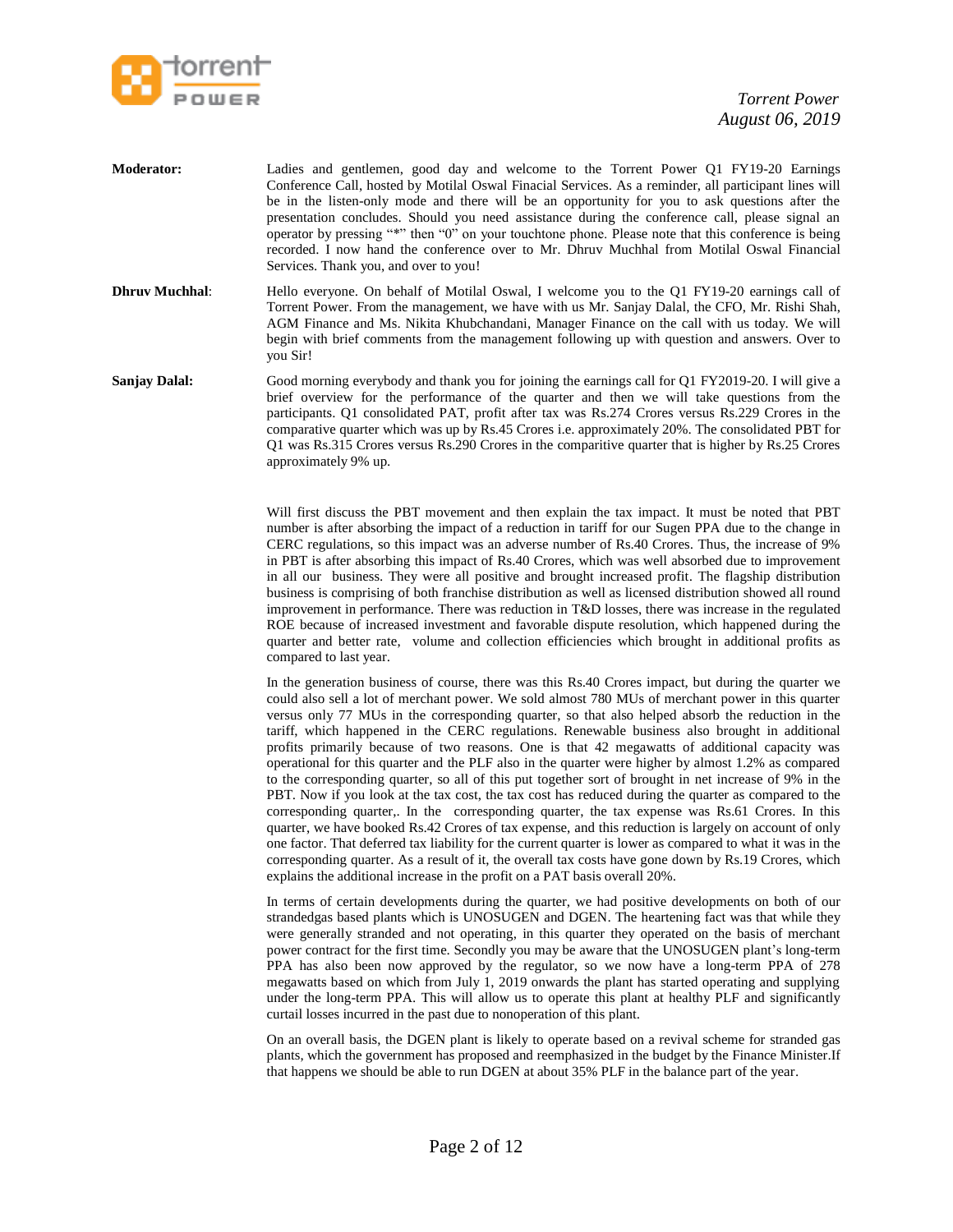**Moderator:** Ladies and gentlemen, good day and welcome to the Torrent Power Q1 FY19-20 Earnings Conference Call, hosted by Motilal Oswal Finacial Services. As a reminder, all participant lines will be in the listen-only mode and there will be an opportunity for you to ask questions after the presentation concludes. Should you need assistance during the conference call, please signal an operator by pressing "*" then "0" on your touchtone phone. Please note that this conference is being recorded. I now hand the conference over to Mr. Dhruv Muchhal from Motilal Oswal Financial Services. Thank you, and over to you!

**Dhruv Muchhal**: Hello everyone. On behalf of Motilal Oswal, I welcome you to the Q1 FY19-20 earnings call of Torrent Power. From the management, we have with us Mr. Sanjay Dalal, the CFO, Mr. Rishi Shah, AGM Finance and Ms. Nikita Khubchandani, Manager Finance on the call with us today. We will begin with brief comments from the management following up with question and answers. Over to you Sir!

**Sanjay Dalal:** Good morning everybody and thank you for joining the earnings call for Q1 FY2019-20. I will give a brief overview for the performance of the quarter and then we will take questions from the participants. Q1 consolidated PAT, profit after tax was Rs.274 Crores versus Rs.229 Crores in the comparative quarter which was up by Rs.45 Crores i.e. approximately 20%. The consolidated PBT for Q1 was Rs.315 Crores versus Rs.290 Crores in the comparitive quarter that is higher by Rs.25 Crores approximately 9% up.

Will first discuss the PBT movement and then explain the tax impact. It must be noted that PBT number is after absorbing the impact of a reduction in tariff for our Sugen PPA due to the change in CERC regulations, so this impact was an adverse number of Rs.40 Crores. Thus, the increase of 9% in PBT is after absorbing this impact of Rs.40 Crores, which was well absorbed due to improvement in all our business. They were all positive and brought increased profit. The flagship distribution business is comprising of both franchise distribution as well as licensed distribution showed all round improvement in performance. There was reduction in T&D losses, there was increase in the regulated ROE because of increased investment and favorable dispute resolution, which happened during the quarter and better rate, volume and collection efficiencies which brought in additional profits as compared to last year.

In the generation business of course, there was this Rs.40 Crores impact, but during the quarter we could also sell a lot of merchant power. We sold almost 780 MUs of merchant power in this quarter versus only 77 MUs in the corresponding quarter, so that also helped absorb the reduction in the tariff, which happened in the CERC regulations. Renewable business also brought in additional profits primarily because of two reasons. One is that 42 megawatts of additional capacity was operational for this quarter and the PLF also in the quarter were higher by almost 1.2% as compared to the corresponding quarter, so all of this put together sort of brought in net increase of 9% in the PBT. Now if you look at the tax cost, the tax cost has reduced during the quarter as compared to the corresponding quarter,. In the corresponding quarter, the tax expense was Rs.61 Crores. In this quarter, we have booked Rs.42 Crores of tax expense, and this reduction is largely on account of only one factor. That deferred tax liability for the current quarter is lower as compared to what it was in the corresponding quarter. As a result of it, the overall tax costs have gone down by Rs.19 Crores, which explains the additional increase in the profit on a PAT basis overall 20%.

In terms of certain developments during the quarter, we had positive developments on both of our strandedgas based plants which is UNOSUGEN and DGEN. The heartening fact was that while they were generally stranded and not operating, in this quarter they operated on the basis of merchant power contract for the first time. Secondly you may be aware that the UNOSUGEN plant's long-term PPA has also been now approved by the regulator, so we now have a long-term PPA of 278 megawatts based on which from July 1, 2019 onwards the plant has started operating and supplying under the long-term PPA. This will allow us to operate this plant at healthy PLF and significantly curtail losses incurred in the past due to nonoperation of this plant.

On an overall basis, the DGEN plant is likely to operate based on a revival scheme for stranded gas plants, which the government has proposed and reemphasized in the budget by the Finance Minister.If that happens we should be able to run DGEN at about 35% PLF in the balance part of the year.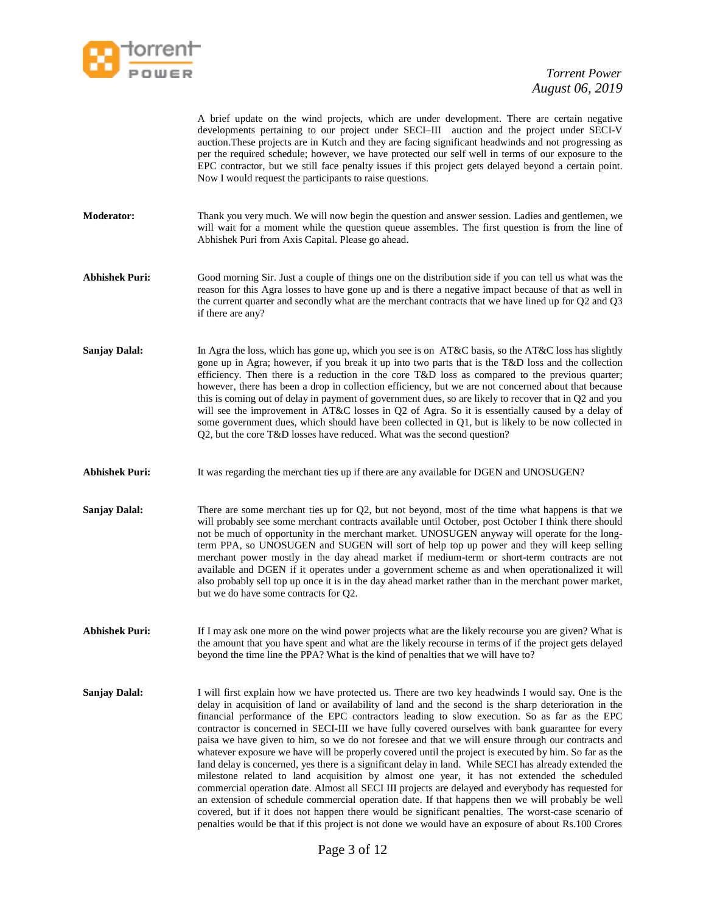A brief update on the wind projects, which are under development. There are certain negative developments pertaining to our project under SECI–III auction and the project under SECI-V auction.These projects are in Kutch and they are facing significant headwinds and not progressing as per the required schedule; however, we have protected our self well in terms of our exposure to the EPC contractor, but we still face penalty issues if this project gets delayed beyond a certain point. Now I would request the participants to raise questions.

**Moderator:** Thank you very much. We will now begin the question and answer session. Ladies and gentlemen, we will wait for a moment while the question queue assembles. The first question is from the line of Abhishek Puri from Axis Capital. Please go ahead.

**Abhishek Puri:** Good morning Sir. Just a couple of things one on the distribution side if you can tell us what was the reason for this Agra losses to have gone up and is there a negative impact because of that as well in the current quarter and secondly what are the merchant contracts that we have lined up for Q2 and Q3 if there are any?

**Sanjay Dalal:** In Agra the loss, which has gone up, which you see is on AT&C basis, so the AT&C loss has slightly gone up in Agra; however, if you break it up into two parts that is the T&D loss and the collection efficiency. Then there is a reduction in the core T&D loss as compared to the previous quarter; however, there has been a drop in collection efficiency, but we are not concerned about that because this is coming out of delay in payment of government dues, so are likely to recover that in Q2 and you will see the improvement in AT&C losses in Q2 of Agra. So it is essentially caused by a delay of some government dues, which should have been collected in Q1, but is likely to be now collected in Q2, but the core T&D losses have reduced. What was the second question?

**Abhishek Puri:** It was regarding the merchant ties up if there are any available for DGEN and UNOSUGEN?

**Sanjay Dalal:** There are some merchant ties up for Q2, but not beyond, most of the time what happens is that we will probably see some merchant contracts available until October, post October I think there should not be much of opportunity in the merchant market. UNOSUGEN anyway will operate for the long-term PPA, so UNOSUGEN and SUGEN will sort of help top up power and they will keep selling merchant power mostly in the day ahead market if medium-term or short-term contracts are not available and DGEN if it operates under a government scheme as and when operationalized it will also probably sell top up once it is in the day ahead market rather than in the merchant power market, but we do have some contracts for Q2.

**Abhishek Puri:** If I may ask one more on the wind power projects what are the likely recourse you are given? What is the amount that you have spent and what are the likely recourse in terms of if the project gets delayed beyond the time line the PPA? What is the kind of penalties that we will have to?

**Sanjay Dalal:** I will first explain how we have protected us. There are two key headwinds I would say. One is the delay in acquisition of land or availability of land and the second is the sharp deterioration in the financial performance of the EPC contractors leading to slow execution. So as far as the EPC contractor is concerned in SECI-III we have fully covered ourselves with bank guarantee for every paisa we have given to him, so we do not foresee and that we will ensure through our contracts and whatever exposure we have will be properly covered until the project is executed by him. So far as the land delay is concerned, yes there is a significant delay in land. While SECI has already extended the milestone related to land acquisition by almost one year, it has not extended the scheduled commercial operation date. Almost all SECI III projects are delayed and everybody has requested for an extension of schedule commercial operation date. If that happens then we will probably be well covered, but if it does not happen there would be significant penalties. The worst-case scenario of penalties would be that if this project is not done we would have an exposure of about Rs.100 Crores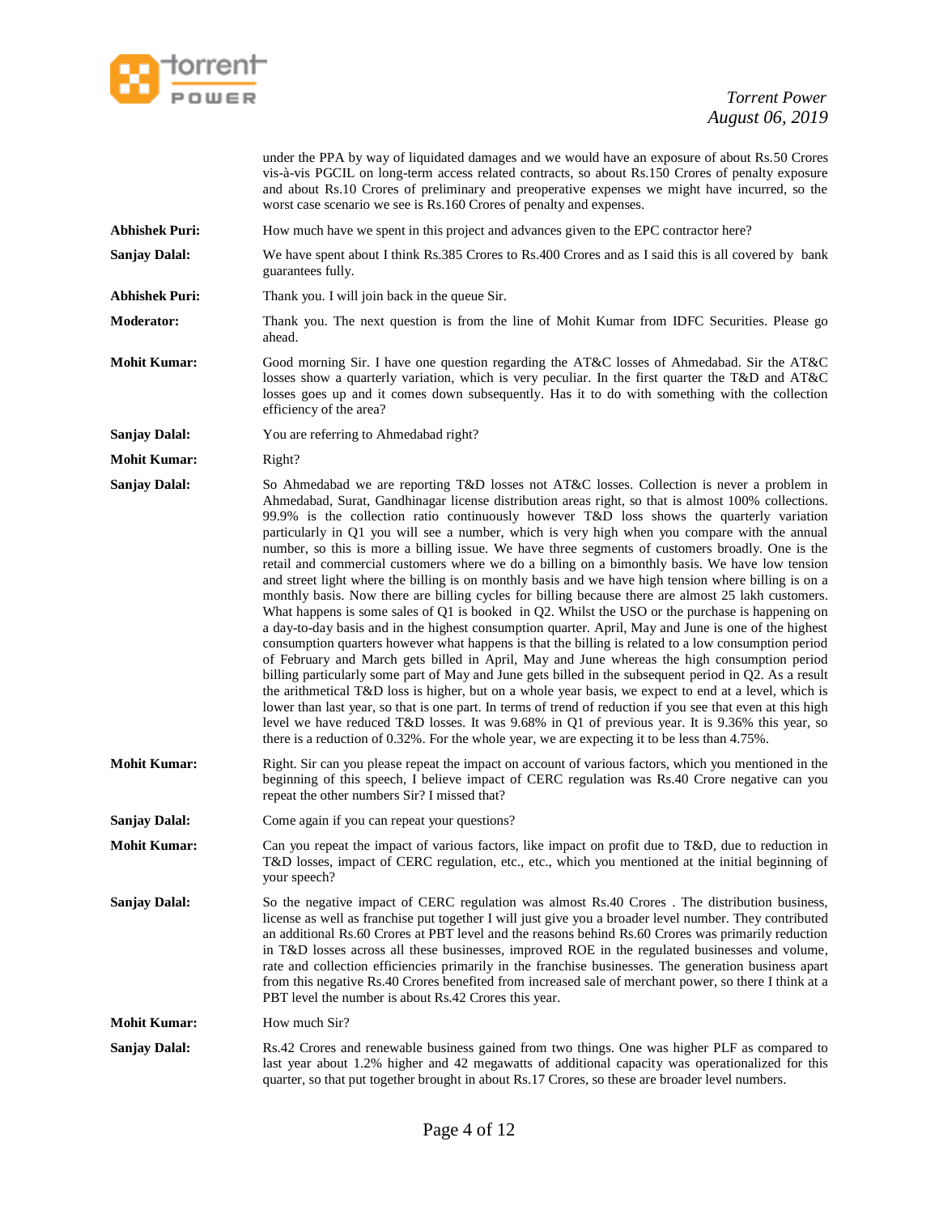under the PPA by way of liquidated damages and we would have an exposure of about Rs.50 Crores vis-à-vis PGCIL on long-term access related contracts, so about Rs.150 Crores of penalty exposure and about Rs.10 Crores of preliminary and preoperative expenses we might have incurred, so the worst case scenario we see is Rs.160 Crores of penalty and expenses.

**Abhishek Puri:** How much have we spent in this project and advances given to the EPC contractor here?

**Sanjay Dalal:** We have spent about I think Rs.385 Crores to Rs.400 Crores and as I said this is all covered by bank guarantees fully.

**Abhishek Puri:** Thank you. I will join back in the queue Sir.

**Moderator:** Thank you. The next question is from the line of Mohit Kumar from IDFC Securities. Please go ahead.

**Mohit Kumar:** Good morning Sir. I have one question regarding the AT&C losses of Ahmedabad. Sir the AT&C losses show a quarterly variation, which is very peculiar. In the first quarter the T&D and AT&C losses goes up and it comes down subsequently. Has it to do with something with the collection efficiency of the area?

**Sanjay Dalal:** You are referring to Ahmedabad right?

**Mohit Kumar:** Right?

**Sanjay Dalal:** So Ahmedabad we are reporting T&D losses not AT&C losses. Collection is never a problem in Ahmedabad, Surat, Gandhinagar license distribution areas right, so that is almost 100% collections. 99.9% is the collection ratio continuously however T&D loss shows the quarterly variation particularly in Q1 you will see a number, which is very high when you compare with the annual number, so this is more a billing issue. We have three segments of customers broadly. One is the retail and commercial customers where we do a billing on a bimonthly basis. We have low tension and street light where the billing is on monthly basis and we have high tension where billing is on a monthly basis. Now there are billing cycles for billing because there are almost 25 lakh customers. What happens is some sales of Q1 is booked in Q2. Whilst the USO or the purchase is happening on a day-to-day basis and in the highest consumption quarter. April, May and June is one of the highest consumption quarters however what happens is that the billing is related to a low consumption period of February and March gets billed in April, May and June whereas the high consumption period billing particularly some part of May and June gets billed in the subsequent period in Q2. As a result the arithmetical T&D loss is higher, but on a whole year basis, we expect to end at a level, which is lower than last year, so that is one part. In terms of trend of reduction if you see that even at this high level we have reduced T&D losses. It was 9.68% in Q1 of previous year. It is 9.36% this year, so there is a reduction of 0.32%. For the whole year, we are expecting it to be less than 4.75%.

**Mohit Kumar:** Right. Sir can you please repeat the impact on account of various factors, which you mentioned in the beginning of this speech, I believe impact of CERC regulation was Rs.40 Crore negative can you repeat the other numbers Sir? I missed that?

**Sanjay Dalal:** Come again if you can repeat your questions?

**Mohit Kumar:** Can you repeat the impact of various factors, like impact on profit due to T&D, due to reduction in T&D losses, impact of CERC regulation, etc., etc., which you mentioned at the initial beginning of your speech?

**Sanjay Dalal:** So the negative impact of CERC regulation was almost Rs.40 Crores . The distribution business, license as well as franchise put together I will just give you a broader level number. They contributed an additional Rs.60 Crores at PBT level and the reasons behind Rs.60 Crores was primarily reduction in T&D losses across all these businesses, improved ROE in the regulated businesses and volume, rate and collection efficiencies primarily in the franchise businesses. The generation business apart from this negative Rs.40 Crores benefited from increased sale of merchant power, so there I think at a PBT level the number is about Rs.42 Crores this year.

**Mohit Kumar:** How much Sir?

**Sanjay Dalal:** Rs.42 Crores and renewable business gained from two things. One was higher PLF as compared to last year about 1.2% higher and 42 megawatts of additional capacity was operationalized for this quarter, so that put together brought in about Rs.17 Crores, so these are broader level numbers.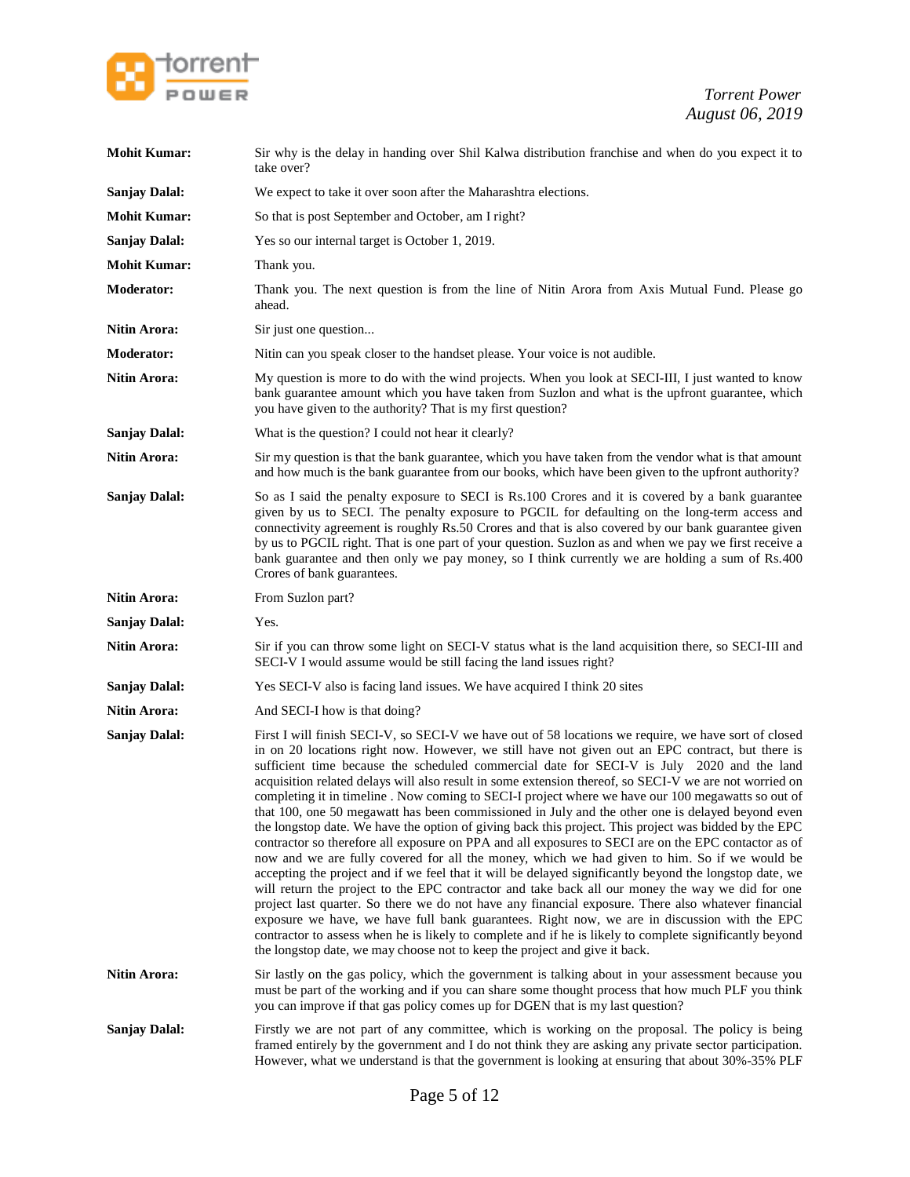**Mohit Kumar:** Sir why is the delay in handing over Shil Kalwa distribution franchise and when do you expect it to take over?

**Sanjay Dalal:** We expect to take it over soon after the Maharashtra elections.

**Mohit Kumar:** So that is post September and October, am I right?

**Sanjay Dalal:** Yes so our internal target is October 1, 2019.

**Mohit Kumar:** Thank you.

**Moderator:** Thank you. The next question is from the line of Nitin Arora from Axis Mutual Fund. Please go ahead.

**Nitin Arora:** Sir just one question...

**Moderator:** Nitin can you speak closer to the handset please. Your voice is not audible.

**Nitin Arora:** My question is more to do with the wind projects. When you look at SECI-III, I just wanted to know bank guarantee amount which you have taken from Suzlon and what is the upfront guarantee, which you have given to the authority? That is my first question?

**Sanjay Dalal:** What is the question? I could not hear it clearly?

**Nitin Arora:** Sir my question is that the bank guarantee, which you have taken from the vendor what is that amount and how much is the bank guarantee from our books, which have been given to the upfront authority?

**Sanjay Dalal:** So as I said the penalty exposure to SECI is Rs.100 Crores and it is covered by a bank guarantee given by us to SECI. The penalty exposure to PGCIL for defaulting on the long-term access and connectivity agreement is roughly Rs.50 Crores and that is also covered by our bank guarantee given by us to PGCIL right. That is one part of your question. Suzlon as and when we pay we first receive a bank guarantee and then only we pay money, so I think currently we are holding a sum of Rs.400 Crores of bank guarantees.

**Nitin Arora:** From Suzlon part?

**Sanjay Dalal:** Yes.

**Nitin Arora:** Sir if you can throw some light on SECI-V status what is the land acquisition there, so SECI-III and SECI-V I would assume would be still facing the land issues right?

**Sanjay Dalal:** Yes SECI-V also is facing land issues. We have acquired I think 20 sites

**Nitin Arora:** And SECI-I how is that doing?

**Sanjay Dalal:** First I will finish SECI-V, so SECI-V we have out of 58 locations we require, we have sort of closed in on 20 locations right now. However, we still have not given out an EPC contract, but there is sufficient time because the scheduled commercial date for SECI-V is July 2020 and the land acquisition related delays will also result in some extension thereof, so SECI-V we are not worried on completing it in timeline . Now coming to SECI-I project where we have our 100 megawatts so out of that 100, one 50 megawatt has been commissioned in July and the other one is delayed beyond even the longstop date. We have the option of giving back this project. This project was bidded by the EPC contractor so therefore all exposure on PPA and all exposures to SECI are on the EPC contactor as of now and we are fully covered for all the money, which we had given to him. So if we would be accepting the project and if we feel that it will be delayed significantly beyond the longstop date, we will return the project to the EPC contractor and take back all our money the way we did for one project last quarter. So there we do not have any financial exposure. There also whatever financial exposure we have, we have full bank guarantees. Right now, we are in discussion with the EPC contractor to assess when he is likely to complete and if he is likely to complete significantly beyond the longstop date, we may choose not to keep the project and give it back.

**Nitin Arora:** Sir lastly on the gas policy, which the government is talking about in your assessment because you must be part of the working and if you can share some thought process that how much PLF you think you can improve if that gas policy comes up for DGEN that is my last question?

**Sanjay Dalal:** Firstly we are not part of any committee, which is working on the proposal. The policy is being framed entirely by the government and I do not think they are asking any private sector participation. However, what we understand is that the government is looking at ensuring that about 30%-35% PLF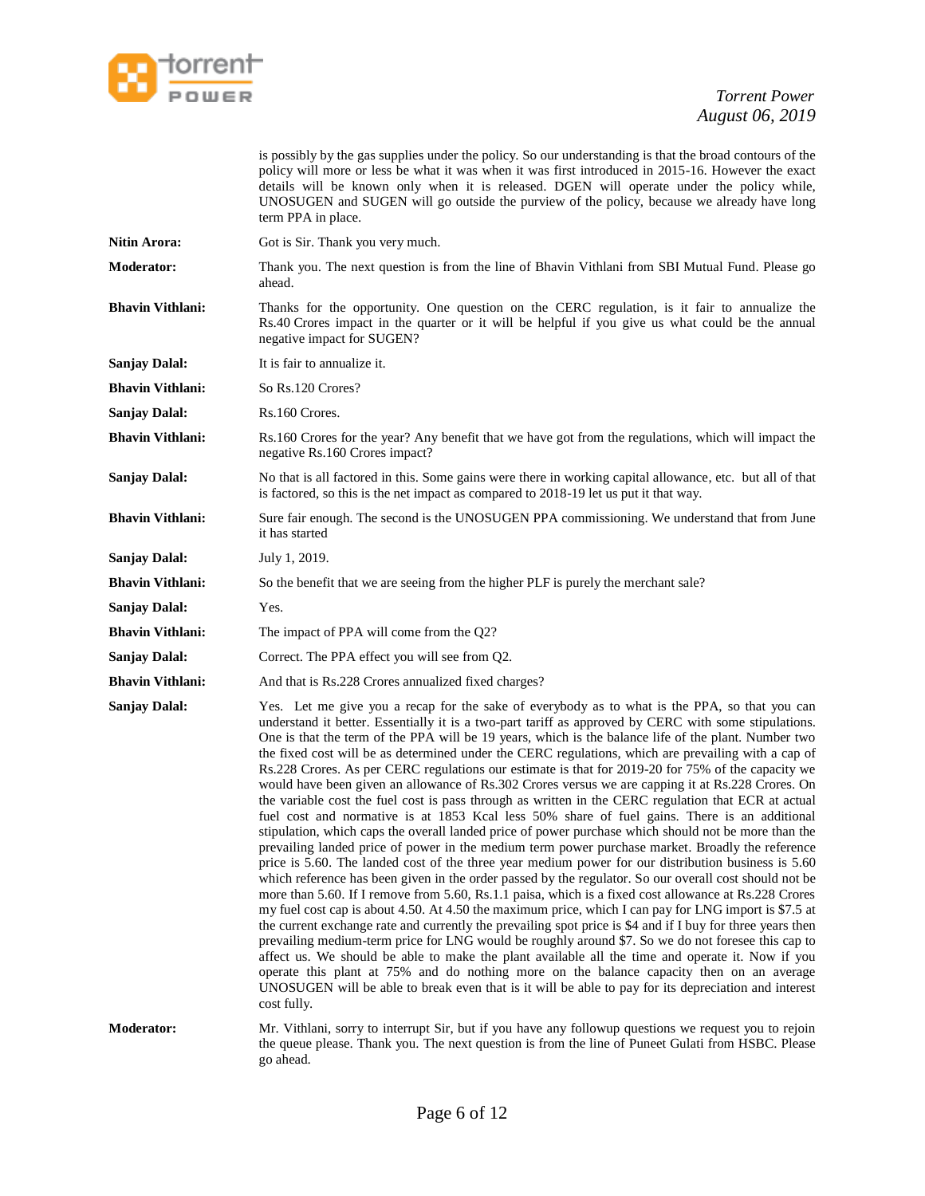is possibly by the gas supplies under the policy. So our understanding is that the broad contours of the policy will more or less be what it was when it was first introduced in 2015-16. However the exact details will be known only when it is released. DGEN will operate under the policy while, UNOSUGEN and SUGEN will go outside the purview of the policy, because we already have long term PPA in place.

**Nitin Arora:** Got is Sir. Thank you very much.

**Moderator:** Thank you. The next question is from the line of Bhavin Vithlani from SBI Mutual Fund. Please go ahead.

**Bhavin Vithlani:** Thanks for the opportunity. One question on the CERC regulation, is it fair to annualize the Rs.40 Crores impact in the quarter or it will be helpful if you give us what could be the annual negative impact for SUGEN?

**Sanjay Dalal:** It is fair to annualize it.

**Bhavin Vithlani:** So Rs.120 Crores?

**Sanjay Dalal:** Rs.160 Crores.

**Bhavin Vithlani:** Rs.160 Crores for the year? Any benefit that we have got from the regulations, which will impact the negative Rs.160 Crores impact?

**Sanjay Dalal:** No that is all factored in this. Some gains were there in working capital allowance, etc. but all of that is factored, so this is the net impact as compared to 2018-19 let us put it that way.

**Bhavin Vithlani:** Sure fair enough. The second is the UNOSUGEN PPA commissioning. We understand that from June it has started

**Sanjay Dalal:** July 1, 2019.

**Bhavin Vithlani:** So the benefit that we are seeing from the higher PLF is purely the merchant sale?

**Sanjay Dalal:** Yes.

**Bhavin Vithlani:** The impact of PPA will come from the Q2?

**Sanjay Dalal:** Correct. The PPA effect you will see from Q2.

**Bhavin Vithlani:** And that is Rs.228 Crores annualized fixed charges?

**Sanjay Dalal:** Yes. Let me give you a recap for the sake of everybody as to what is the PPA, so that you can understand it better. Essentially it is a two-part tariff as approved by CERC with some stipulations. One is that the term of the PPA will be 19 years, which is the balance life of the plant. Number two the fixed cost will be as determined under the CERC regulations, which are prevailing with a cap of Rs.228 Crores. As per CERC regulations our estimate is that for 2019-20 for 75% of the capacity we would have been given an allowance of Rs.302 Crores versus we are capping it at Rs.228 Crores. On the variable cost the fuel cost is pass through as written in the CERC regulation that ECR at actual fuel cost and normative is at 1853 Kcal less 50% share of fuel gains. There is an additional stipulation, which caps the overall landed price of power purchase which should not be more than the prevailing landed price of power in the medium term power purchase market. Broadly the reference price is 5.60. The landed cost of the three year medium power for our distribution business is 5.60 which reference has been given in the order passed by the regulator. So our overall cost should not be more than 5.60. If I remove from 5.60, Rs.1.1 paisa, which is a fixed cost allowance at Rs.228 Crores my fuel cost cap is about 4.50. At 4.50 the maximum price, which I can pay for LNG import is $7.5 at the current exchange rate and currently the prevailing spot price is $4 and if I buy for three years then prevailing medium-term price for LNG would be roughly around $7. So we do not foresee this cap to affect us. We should be able to make the plant available all the time and operate it. Now if you operate this plant at 75% and do nothing more on the balance capacity then on an average UNOSUGEN will be able to break even that is it will be able to pay for its depreciation and interest cost fully.

**Moderator:** Mr. Vithlani, sorry to interrupt Sir, but if you have any followup questions we request you to rejoin the queue please. Thank you. The next question is from the line of Puneet Gulati from HSBC. Please go ahead.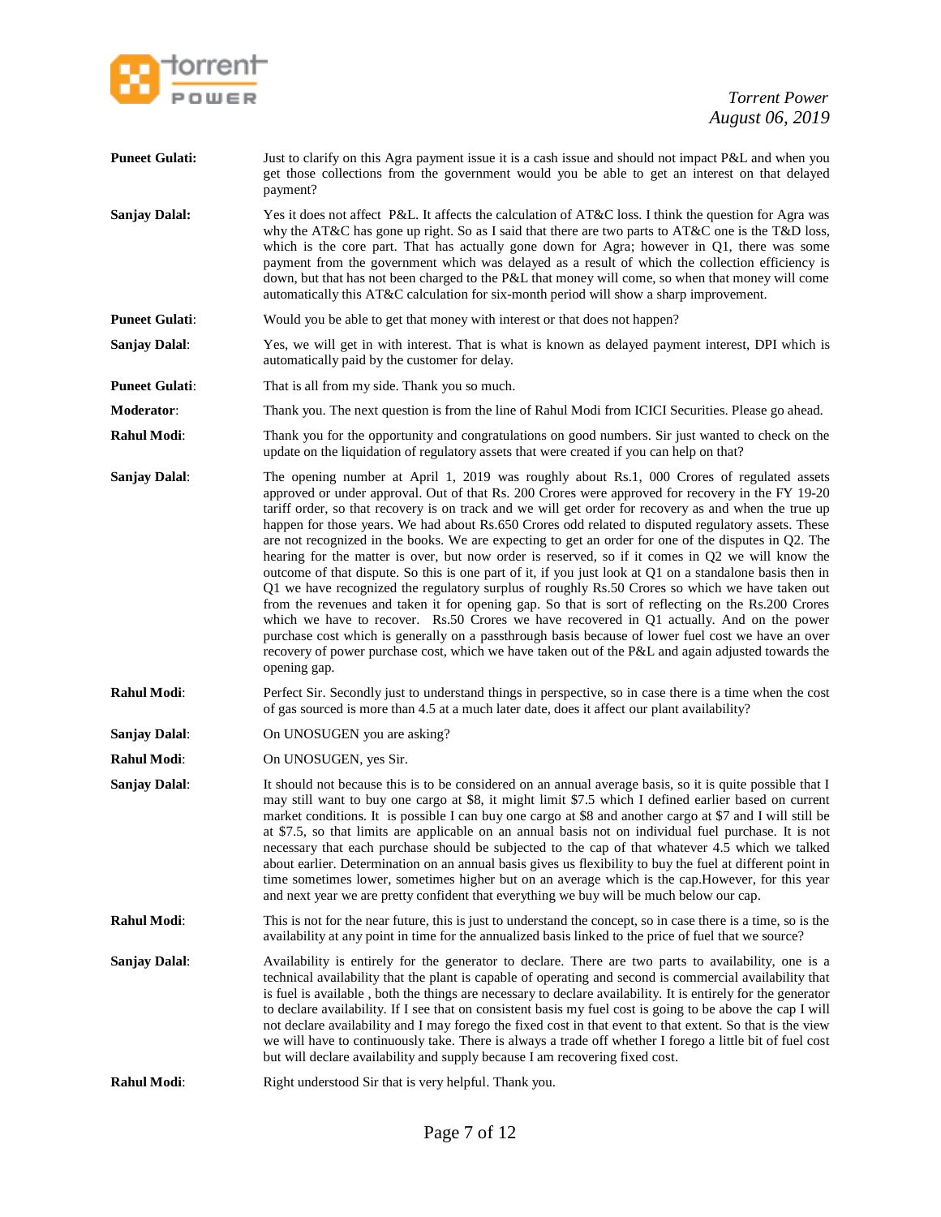**Puneet Gulati:** Just to clarify on this Agra payment issue it is a cash issue and should not impact P&L and when you get those collections from the government would you be able to get an interest on that delayed payment?

**Sanjay Dalal:** Yes it does not affect P&L. It affects the calculation of AT&C loss. I think the question for Agra was why the AT&C has gone up right. So as I said that there are two parts to AT&C one is the T&D loss, which is the core part. That has actually gone down for Agra; however in Q1, there was some payment from the government which was delayed as a result of which the collection efficiency is down, but that has not been charged to the P&L that money will come, so when that money will come automatically this AT&C calculation for six-month period will show a sharp improvement.

**Puneet Gulati**: Would you be able to get that money with interest or that does not happen?

**Sanjay Dalal**: Yes, we will get in with interest. That is what is known as delayed payment interest, DPI which is automatically paid by the customer for delay.

**Puneet Gulati**: That is all from my side. Thank you so much.

**Moderator**: Thank you. The next question is from the line of Rahul Modi from ICICI Securities. Please go ahead.

**Rahul Modi**: Thank you for the opportunity and congratulations on good numbers. Sir just wanted to check on the update on the liquidation of regulatory assets that were created if you can help on that?

**Sanjay Dalal**: The opening number at April 1, 2019 was roughly about Rs.1, 000 Crores of regulated assets approved or under approval. Out of that Rs. 200 Crores were approved for recovery in the FY 19-20 tariff order, so that recovery is on track and we will get order for recovery as and when the true up happen for those years. We had about Rs.650 Crores odd related to disputed regulatory assets. These are not recognized in the books. We are expecting to get an order for one of the disputes in Q2. The hearing for the matter is over, but now order is reserved, so if it comes in Q2 we will know the outcome of that dispute. So this is one part of it, if you just look at Q1 on a standalone basis then in Q1 we have recognized the regulatory surplus of roughly Rs.50 Crores so which we have taken out from the revenues and taken it for opening gap. So that is sort of reflecting on the Rs.200 Crores which we have to recover. Rs.50 Crores we have recovered in Q1 actually. And on the power purchase cost which is generally on a passthrough basis because of lower fuel cost we have an over recovery of power purchase cost, which we have taken out of the P&L and again adjusted towards the opening gap.

**Rahul Modi**: Perfect Sir. Secondly just to understand things in perspective, so in case there is a time when the cost of gas sourced is more than 4.5 at a much later date, does it affect our plant availability?

**Sanjay Dalal**: On UNOSUGEN you are asking?

**Rahul Modi**: On UNOSUGEN, yes Sir.

**Sanjay Dalal**: It should not because this is to be considered on an annual average basis, so it is quite possible that I may still want to buy one cargo at $8, it might limit $7.5 which I defined earlier based on current market conditions. It is possible I can buy one cargo at $8 and another cargo at $7 and I will still be at $7.5, so that limits are applicable on an annual basis not on individual fuel purchase. It is not necessary that each purchase should be subjected to the cap of that whatever 4.5 which we talked about earlier. Determination on an annual basis gives us flexibility to buy the fuel at different point in time sometimes lower, sometimes higher but on an average which is the cap.However, for this year and next year we are pretty confident that everything we buy will be much below our cap.

**Rahul Modi**: This is not for the near future, this is just to understand the concept, so in case there is a time, so is the availability at any point in time for the annualized basis linked to the price of fuel that we source?

**Sanjay Dalal**: Availability is entirely for the generator to declare. There are two parts to availability, one is a technical availability that the plant is capable of operating and second is commercial availability that is fuel is available , both the things are necessary to declare availability. It is entirely for the generator to declare availability. If I see that on consistent basis my fuel cost is going to be above the cap I will not declare availability and I may forego the fixed cost in that event to that extent. So that is the view we will have to continuously take. There is always a trade off whether I forego a little bit of fuel cost but will declare availability and supply because I am recovering fixed cost.

**Rahul Modi**: Right understood Sir that is very helpful. Thank you.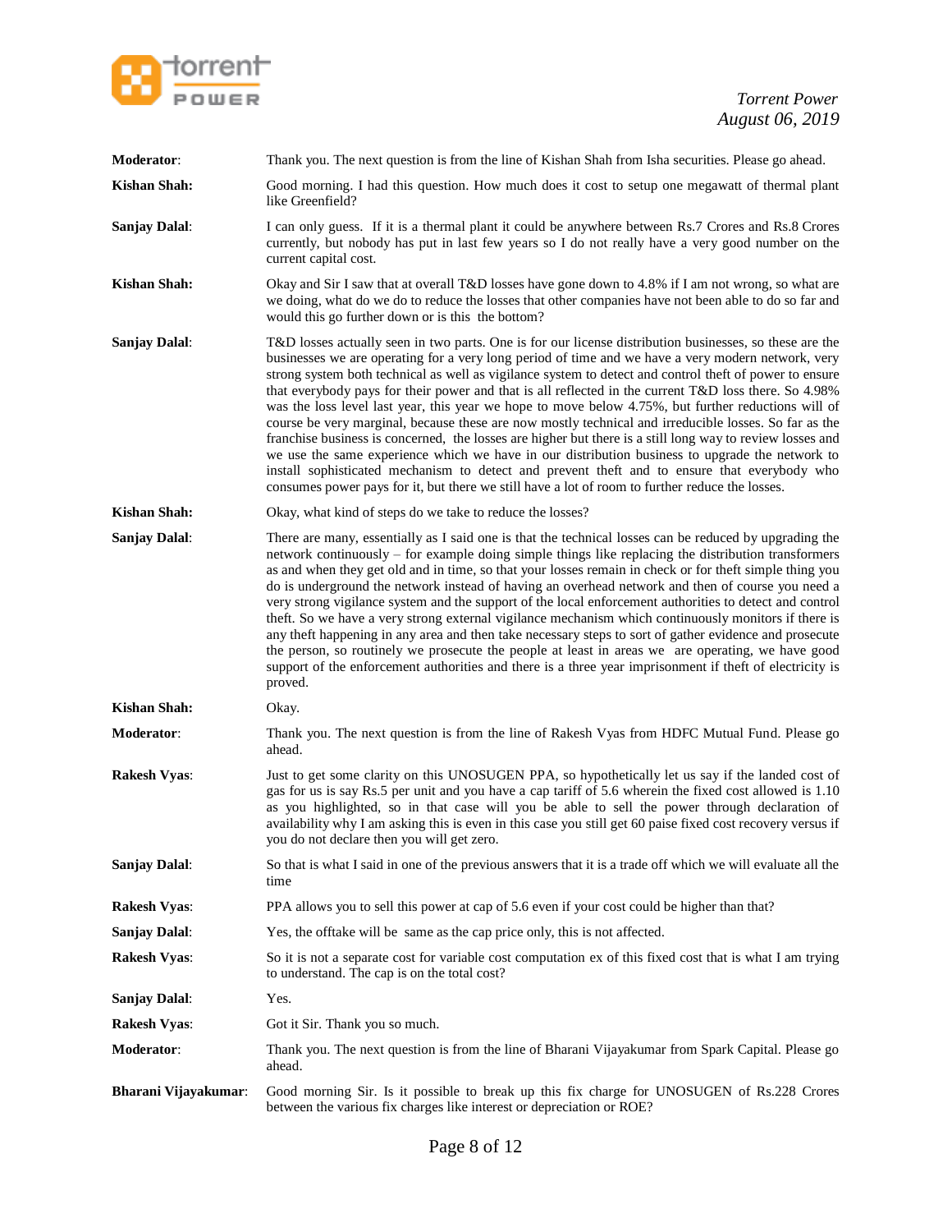**Moderator**: Thank you. The next question is from the line of Kishan Shah from Isha securities. Please go ahead.

**Kishan Shah:** Good morning. I had this question. How much does it cost to setup one megawatt of thermal plant like Greenfield?

**Sanjay Dalal**: I can only guess. If it is a thermal plant it could be anywhere between Rs.7 Crores and Rs.8 Crores currently, but nobody has put in last few years so I do not really have a very good number on the current capital cost.

**Kishan Shah:** Okay and Sir I saw that at overall T&D losses have gone down to 4.8% if I am not wrong, so what are we doing, what do we do to reduce the losses that other companies have not been able to do so far and would this go further down or is this the bottom?

**Sanjay Dalal**: T&D losses actually seen in two parts. One is for our license distribution businesses, so these are the businesses we are operating for a very long period of time and we have a very modern network, very strong system both technical as well as vigilance system to detect and control theft of power to ensure that everybody pays for their power and that is all reflected in the current T&D loss there. So 4.98% was the loss level last year, this year we hope to move below 4.75%, but further reductions will of course be very marginal, because these are now mostly technical and irreducible losses. So far as the franchise business is concerned, the losses are higher but there is a still long way to review losses and we use the same experience which we have in our distribution business to upgrade the network to install sophisticated mechanism to detect and prevent theft and to ensure that everybody who consumes power pays for it, but there we still have a lot of room to further reduce the losses.

**Kishan Shah:** Okay, what kind of steps do we take to reduce the losses?

**Sanjay Dalal**: There are many, essentially as I said one is that the technical losses can be reduced by upgrading the network continuously – for example doing simple things like replacing the distribution transformers as and when they get old and in time, so that your losses remain in check or for theft simple thing you do is underground the network instead of having an overhead network and then of course you need a very strong vigilance system and the support of the local enforcement authorities to detect and control theft. So we have a very strong external vigilance mechanism which continuously monitors if there is any theft happening in any area and then take necessary steps to sort of gather evidence and prosecute the person, so routinely we prosecute the people at least in areas we are operating, we have good support of the enforcement authorities and there is a three year imprisonment if theft of electricity is proved.

**Kishan Shah:** Okay.

**Moderator**: Thank you. The next question is from the line of Rakesh Vyas from HDFC Mutual Fund. Please go ahead.

**Rakesh Vyas**: Just to get some clarity on this UNOSUGEN PPA, so hypothetically let us say if the landed cost of gas for us is say Rs.5 per unit and you have a cap tariff of 5.6 wherein the fixed cost allowed is 1.10 as you highlighted, so in that case will you be able to sell the power through declaration of availability why I am asking this is even in this case you still get 60 paise fixed cost recovery versus if you do not declare then you will get zero.

**Sanjay Dalal**: So that is what I said in one of the previous answers that it is a trade off which we will evaluate all the time

**Rakesh Vyas**: PPA allows you to sell this power at cap of 5.6 even if your cost could be higher than that?

**Sanjay Dalal**: Yes, the offtake will be same as the cap price only, this is not affected.

**Rakesh Vyas**: So it is not a separate cost for variable cost computation ex of this fixed cost that is what I am trying to understand. The cap is on the total cost?

**Sanjay Dalal**: Yes.

**Rakesh Vyas**: Got it Sir. Thank you so much.

**Moderator**: Thank you. The next question is from the line of Bharani Vijayakumar from Spark Capital. Please go ahead.

**Bharani Vijayakumar**: Good morning Sir. Is it possible to break up this fix charge for UNOSUGEN of Rs.228 Crores between the various fix charges like interest or depreciation or ROE?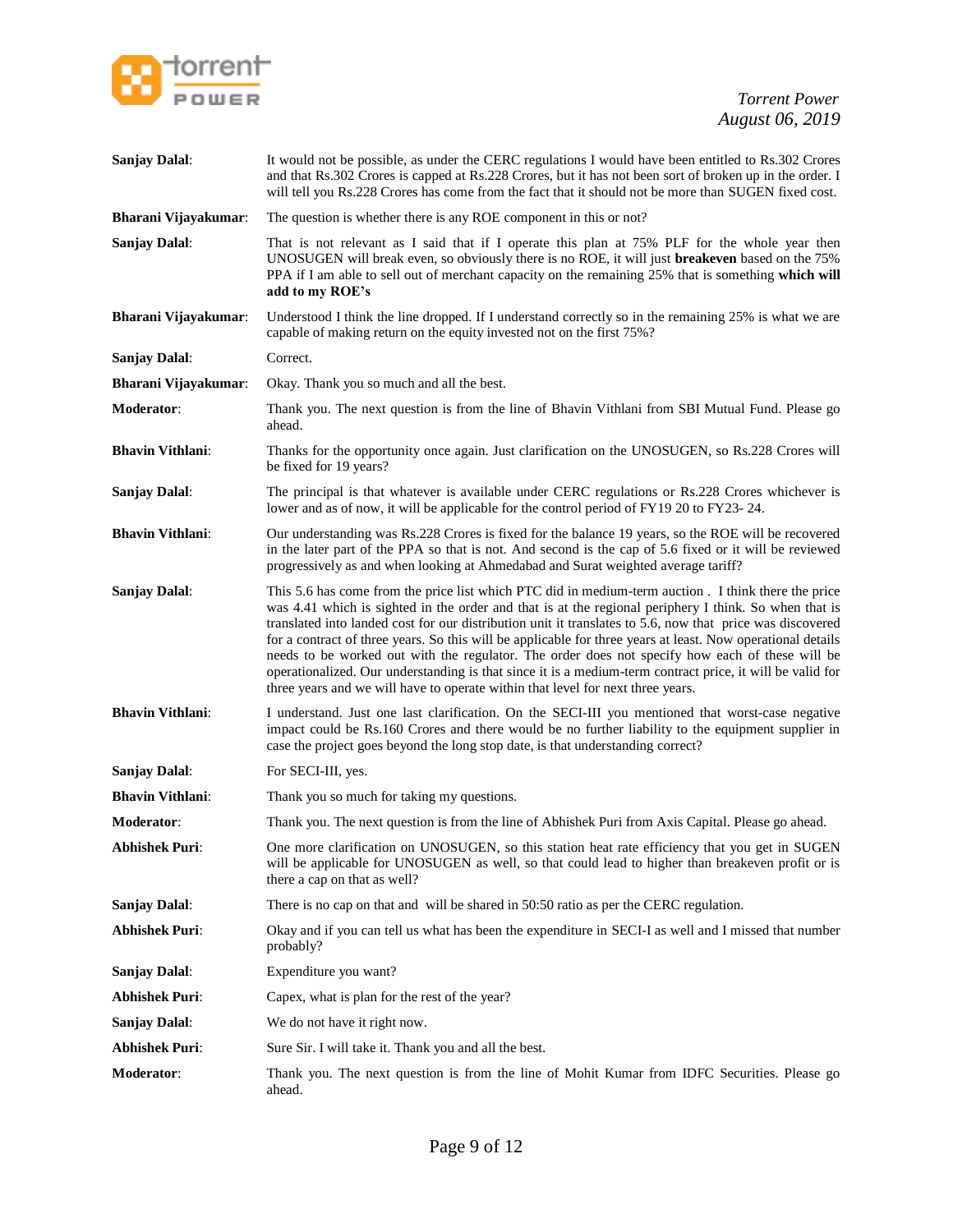**Sanjay Dalal**: It would not be possible, as under the CERC regulations I would have been entitled to Rs.302 Crores and that Rs.302 Crores is capped at Rs.228 Crores, but it has not been sort of broken up in the order. I will tell you Rs.228 Crores has come from the fact that it should not be more than SUGEN fixed cost.

**Bharani Vijayakumar**: The question is whether there is any ROE component in this or not?

**Sanjay Dalal**: That is not relevant as I said that if I operate this plan at 75% PLF for the whole year then UNOSUGEN will break even, so obviously there is no ROE, it will just **breakeven** based on the 75% PPA if I am able to sell out of merchant capacity on the remaining 25% that is something **which will add to my ROE's**

**Bharani Vijayakumar**: Understood I think the line dropped. If I understand correctly so in the remaining 25% is what we are capable of making return on the equity invested not on the first 75%?

**Sanjay Dalal**: Correct.

**Bharani Vijayakumar**: Okay. Thank you so much and all the best.

**Moderator**: Thank you. The next question is from the line of Bhavin Vithlani from SBI Mutual Fund. Please go ahead.

**Bhavin Vithlani**: Thanks for the opportunity once again. Just clarification on the UNOSUGEN, so Rs.228 Crores will be fixed for 19 years?

**Sanjay Dalal**: The principal is that whatever is available under CERC regulations or Rs.228 Crores whichever is lower and as of now, it will be applicable for the control period of FY19 20 to FY23- 24.

**Bhavin Vithlani**: Our understanding was Rs.228 Crores is fixed for the balance 19 years, so the ROE will be recovered in the later part of the PPA so that is not. And second is the cap of 5.6 fixed or it will be reviewed progressively as and when looking at Ahmedabad and Surat weighted average tariff?

**Sanjay Dalal**: This 5.6 has come from the price list which PTC did in medium-term auction . I think there the price was 4.41 which is sighted in the order and that is at the regional periphery I think. So when that is translated into landed cost for our distribution unit it translates to 5.6, now that price was discovered for a contract of three years. So this will be applicable for three years at least. Now operational details needs to be worked out with the regulator. The order does not specify how each of these will be operationalized. Our understanding is that since it is a medium-term contract price, it will be valid for three years and we will have to operate within that level for next three years.

**Bhavin Vithlani**: I understand. Just one last clarification. On the SECI-III you mentioned that worst-case negative impact could be Rs.160 Crores and there would be no further liability to the equipment supplier in case the project goes beyond the long stop date, is that understanding correct?

**Sanjay Dalal**: For SECI-III, yes.

**Bhavin Vithlani**: Thank you so much for taking my questions.

**Moderator**: Thank you. The next question is from the line of Abhishek Puri from Axis Capital. Please go ahead.

**Abhishek Puri**: One more clarification on UNOSUGEN, so this station heat rate efficiency that you get in SUGEN will be applicable for UNOSUGEN as well, so that could lead to higher than breakeven profit or is there a cap on that as well?

**Sanjay Dalal**: There is no cap on that and will be shared in 50:50 ratio as per the CERC regulation.

**Abhishek Puri**: Okay and if you can tell us what has been the expenditure in SECI-I as well and I missed that number probably?

**Sanjay Dalal**: Expenditure you want?

**Abhishek Puri**: Capex, what is plan for the rest of the year?

**Sanjay Dalal**: We do not have it right now.

**Abhishek Puri**: Sure Sir. I will take it. Thank you and all the best.

**Moderator**: Thank you. The next question is from the line of Mohit Kumar from IDFC Securities. Please go ahead.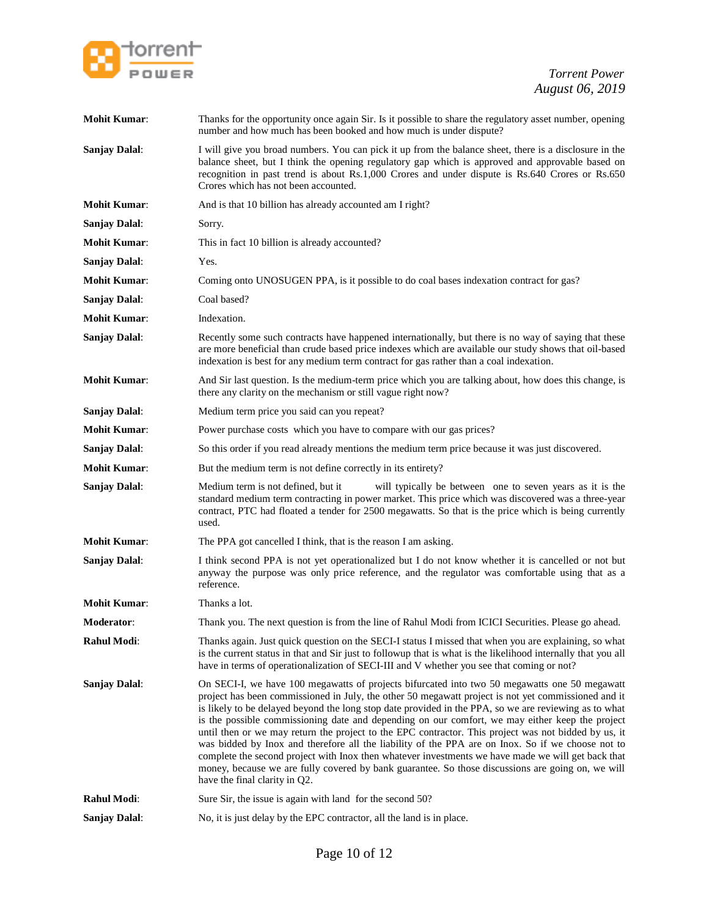**Mohit Kumar**: Thanks for the opportunity once again Sir. Is it possible to share the regulatory asset number, opening number and how much has been booked and how much is under dispute?

**Sanjay Dalal**: I will give you broad numbers. You can pick it up from the balance sheet, there is a disclosure in the balance sheet, but I think the opening regulatory gap which is approved and approvable based on recognition in past trend is about Rs.1,000 Crores and under dispute is Rs.640 Crores or Rs.650 Crores which has not been accounted.

**Mohit Kumar**: And is that 10 billion has already accounted am I right?

**Sanjay Dalal**: Sorry.

**Mohit Kumar**: This in fact 10 billion is already accounted?

**Sanjay Dalal**: Yes.

**Mohit Kumar**: Coming onto UNOSUGEN PPA, is it possible to do coal bases indexation contract for gas?

**Sanjay Dalal**: Coal based?

**Mohit Kumar**: Indexation.

**Sanjay Dalal**: Recently some such contracts have happened internationally, but there is no way of saying that these are more beneficial than crude based price indexes which are available our study shows that oil-based indexation is best for any medium term contract for gas rather than a coal indexation.

**Mohit Kumar**: And Sir last question. Is the medium-term price which you are talking about, how does this change, is there any clarity on the mechanism or still vague right now?

**Sanjay Dalal**: Medium term price you said can you repeat?

**Mohit Kumar**: Power purchase costs which you have to compare with our gas prices?

**Sanjay Dalal**: So this order if you read already mentions the medium term price because it was just discovered.

**Mohit Kumar**: But the medium term is not define correctly in its entirety?

**Sanjay Dalal**: Medium term is not defined, but it will typically be between one to seven years as it is the standard medium term contracting in power market. This price which was discovered was a three-year contract, PTC had floated a tender for 2500 megawatts. So that is the price which is being currently used.

**Mohit Kumar**: The PPA got cancelled I think, that is the reason I am asking.

**Sanjay Dalal**: I think second PPA is not yet operationalized but I do not know whether it is cancelled or not but anyway the purpose was only price reference, and the regulator was comfortable using that as a reference.

**Mohit Kumar**: Thanks a lot.

**Moderator**: Thank you. The next question is from the line of Rahul Modi from ICICI Securities. Please go ahead.

**Rahul Modi**: Thanks again. Just quick question on the SECI-I status I missed that when you are explaining, so what is the current status in that and Sir just to followup that is what is the likelihood internally that you all have in terms of operationalization of SECI-III and V whether you see that coming or not?

**Sanjay Dalal**: On SECI-I, we have 100 megawatts of projects bifurcated into two 50 megawatts one 50 megawatt project has been commissioned in July, the other 50 megawatt project is not yet commissioned and it is likely to be delayed beyond the long stop date provided in the PPA, so we are reviewing as to what is the possible commissioning date and depending on our comfort, we may either keep the project until then or we may return the project to the EPC contractor. This project was not bidded by us, it was bidded by Inox and therefore all the liability of the PPA are on Inox. So if we choose not to complete the second project with Inox then whatever investments we have made we will get back that money, because we are fully covered by bank guarantee. So those discussions are going on, we will have the final clarity in Q2.

**Rahul Modi**: Sure Sir, the issue is again with land for the second 50?

**Sanjay Dalal**: No, it is just delay by the EPC contractor, all the land is in place.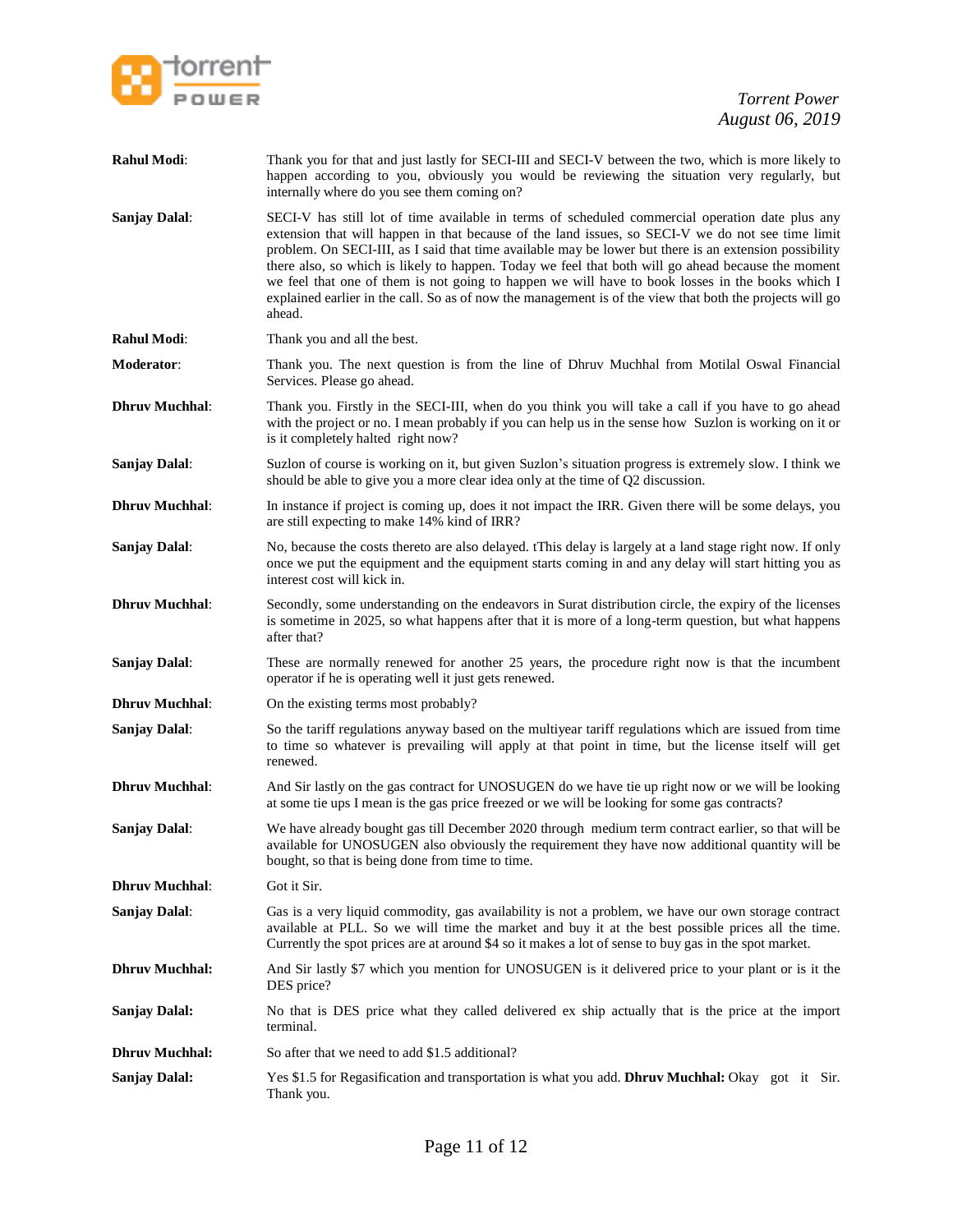**Rahul Modi**: Thank you for that and just lastly for SECI-III and SECI-V between the two, which is more likely to happen according to you, obviously you would be reviewing the situation very regularly, but internally where do you see them coming on?

**Sanjay Dalal**: SECI-V has still lot of time available in terms of scheduled commercial operation date plus any extension that will happen in that because of the land issues, so SECI-V we do not see time limit problem. On SECI-III, as I said that time available may be lower but there is an extension possibility there also, so which is likely to happen. Today we feel that both will go ahead because the moment we feel that one of them is not going to happen we will have to book losses in the books which I explained earlier in the call. So as of now the management is of the view that both the projects will go ahead.

**Rahul Modi**: Thank you and all the best.

**Moderator**: Thank you. The next question is from the line of Dhruv Muchhal from Motilal Oswal Financial Services. Please go ahead.

**Dhruv Muchhal**: Thank you. Firstly in the SECI-III, when do you think you will take a call if you have to go ahead with the project or no. I mean probably if you can help us in the sense how Suzlon is working on it or is it completely halted right now?

**Sanjay Dalal**: Suzlon of course is working on it, but given Suzlon's situation progress is extremely slow. I think we should be able to give you a more clear idea only at the time of Q2 discussion.

**Dhruv Muchhal**: In instance if project is coming up, does it not impact the IRR. Given there will be some delays, you are still expecting to make 14% kind of IRR?

**Sanjay Dalal**: No, because the costs thereto are also delayed. tThis delay is largely at a land stage right now. If only once we put the equipment and the equipment starts coming in and any delay will start hitting you as interest cost will kick in.

**Dhruv Muchhal**: Secondly, some understanding on the endeavors in Surat distribution circle, the expiry of the licenses is sometime in 2025, so what happens after that it is more of a long-term question, but what happens after that?

**Sanjay Dalal**: These are normally renewed for another 25 years, the procedure right now is that the incumbent operator if he is operating well it just gets renewed.

**Dhruv Muchhal**: On the existing terms most probably?

**Sanjay Dalal**: So the tariff regulations anyway based on the multiyear tariff regulations which are issued from time to time so whatever is prevailing will apply at that point in time, but the license itself will get renewed.

**Dhruv Muchhal**: And Sir lastly on the gas contract for UNOSUGEN do we have tie up right now or we will be looking at some tie ups I mean is the gas price freezed or we will be looking for some gas contracts?

**Sanjay Dalal**: We have already bought gas till December 2020 through medium term contract earlier, so that will be available for UNOSUGEN also obviously the requirement they have now additional quantity will be bought, so that is being done from time to time.

**Dhruv Muchhal**: Got it Sir.

**Sanjay Dalal**: Gas is a very liquid commodity, gas availability is not a problem, we have our own storage contract available at PLL. So we will time the market and buy it at the best possible prices all the time. Currently the spot prices are at around $4 so it makes a lot of sense to buy gas in the spot market.

**Dhruv Muchhal:** And Sir lastly $7 which you mention for UNOSUGEN is it delivered price to your plant or is it the DES price?

**Sanjay Dalal:** No that is DES price what they called delivered ex ship actually that is the price at the import terminal.

**Dhruv Muchhal:** So after that we need to add $1.5 additional?

**Sanjay Dalal:** Yes $1.5 for Regasification and transportation is what you add. **Dhruv Muchhal:** Okay got it Sir. Thank you.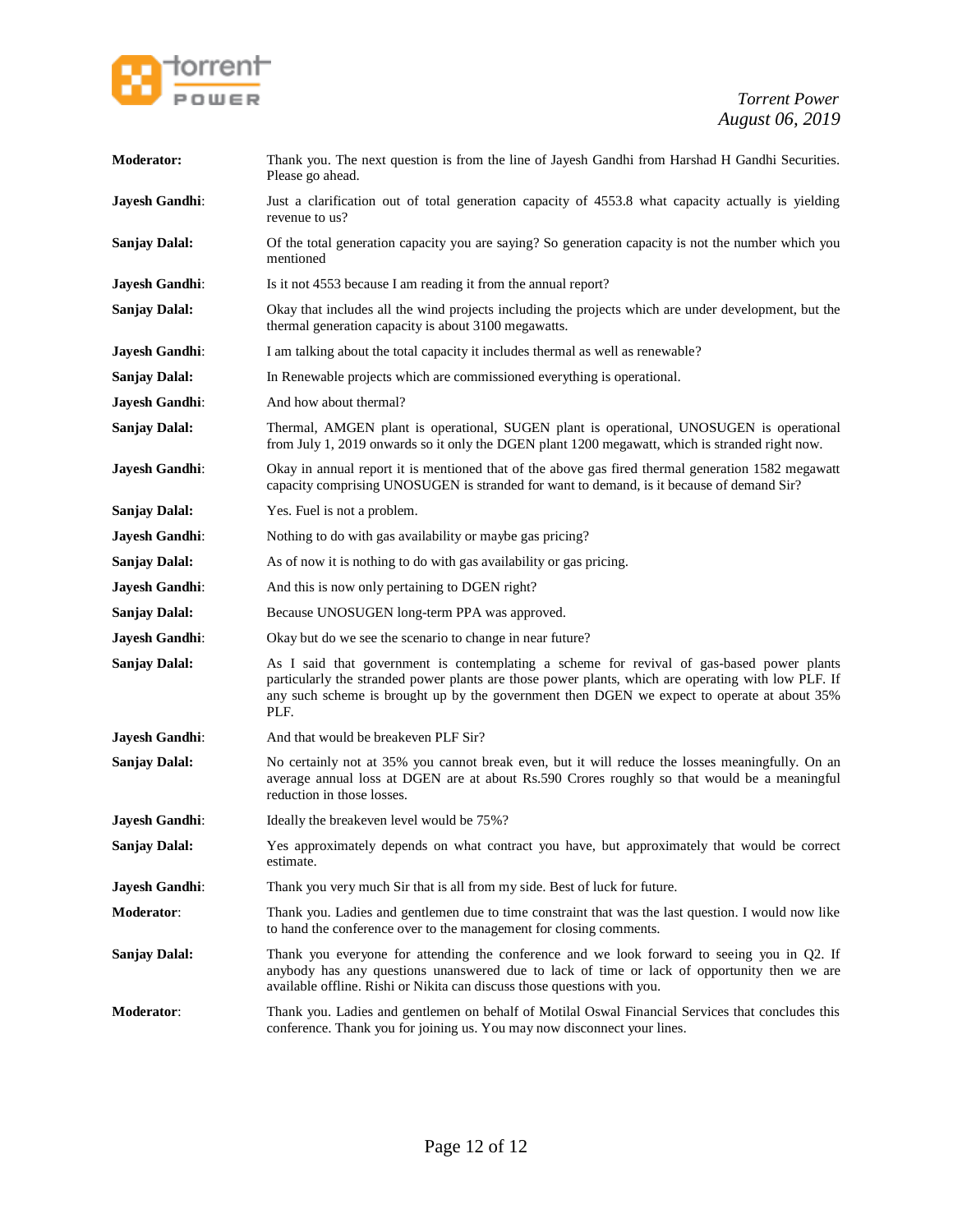**Moderator:** Thank you. The next question is from the line of Jayesh Gandhi from Harshad H Gandhi Securities. Please go ahead.

**Jayesh Gandhi**: Just a clarification out of total generation capacity of 4553.8 what capacity actually is yielding revenue to us?

**Sanjay Dalal:** Of the total generation capacity you are saying? So generation capacity is not the number which you mentioned

**Jayesh Gandhi**: Is it not 4553 because I am reading it from the annual report?

**Sanjay Dalal:** Okay that includes all the wind projects including the projects which are under development, but the thermal generation capacity is about 3100 megawatts.

**Jayesh Gandhi**: I am talking about the total capacity it includes thermal as well as renewable?

**Sanjay Dalal:** In Renewable projects which are commissioned everything is operational.

**Jayesh Gandhi**: And how about thermal?

**Sanjay Dalal:** Thermal, AMGEN plant is operational, SUGEN plant is operational, UNOSUGEN is operational from July 1, 2019 onwards so it only the DGEN plant 1200 megawatt, which is stranded right now.

**Jayesh Gandhi**: Okay in annual report it is mentioned that of the above gas fired thermal generation 1582 megawatt capacity comprising UNOSUGEN is stranded for want to demand, is it because of demand Sir?

**Sanjay Dalal:** Yes. Fuel is not a problem.

**Jayesh Gandhi**: Nothing to do with gas availability or maybe gas pricing?

**Sanjay Dalal:** As of now it is nothing to do with gas availability or gas pricing.

**Jayesh Gandhi**: And this is now only pertaining to DGEN right?

**Sanjay Dalal:** Because UNOSUGEN long-term PPA was approved.

**Jayesh Gandhi**: Okay but do we see the scenario to change in near future?

**Sanjay Dalal:** As I said that government is contemplating a scheme for revival of gas-based power plants particularly the stranded power plants are those power plants, which are operating with low PLF. If any such scheme is brought up by the government then DGEN we expect to operate at about 35% PLF.

**Jayesh Gandhi**: And that would be breakeven PLF Sir?

**Sanjay Dalal:** No certainly not at 35% you cannot break even, but it will reduce the losses meaningfully. On an average annual loss at DGEN are at about Rs.590 Crores roughly so that would be a meaningful reduction in those losses.

**Jayesh Gandhi**: Ideally the breakeven level would be 75%?

**Sanjay Dalal:** Yes approximately depends on what contract you have, but approximately that would be correct estimate.

**Jayesh Gandhi**: Thank you very much Sir that is all from my side. Best of luck for future.

**Moderator**: Thank you. Ladies and gentlemen due to time constraint that was the last question. I would now like to hand the conference over to the management for closing comments.

**Sanjay Dalal:** Thank you everyone for attending the conference and we look forward to seeing you in Q2. If anybody has any questions unanswered due to lack of time or lack of opportunity then we are available offline. Rishi or Nikita can discuss those questions with you.

**Moderator**: Thank you. Ladies and gentlemen on behalf of Motilal Oswal Financial Services that concludes this conference. Thank you for joining us. You may now disconnect your lines.